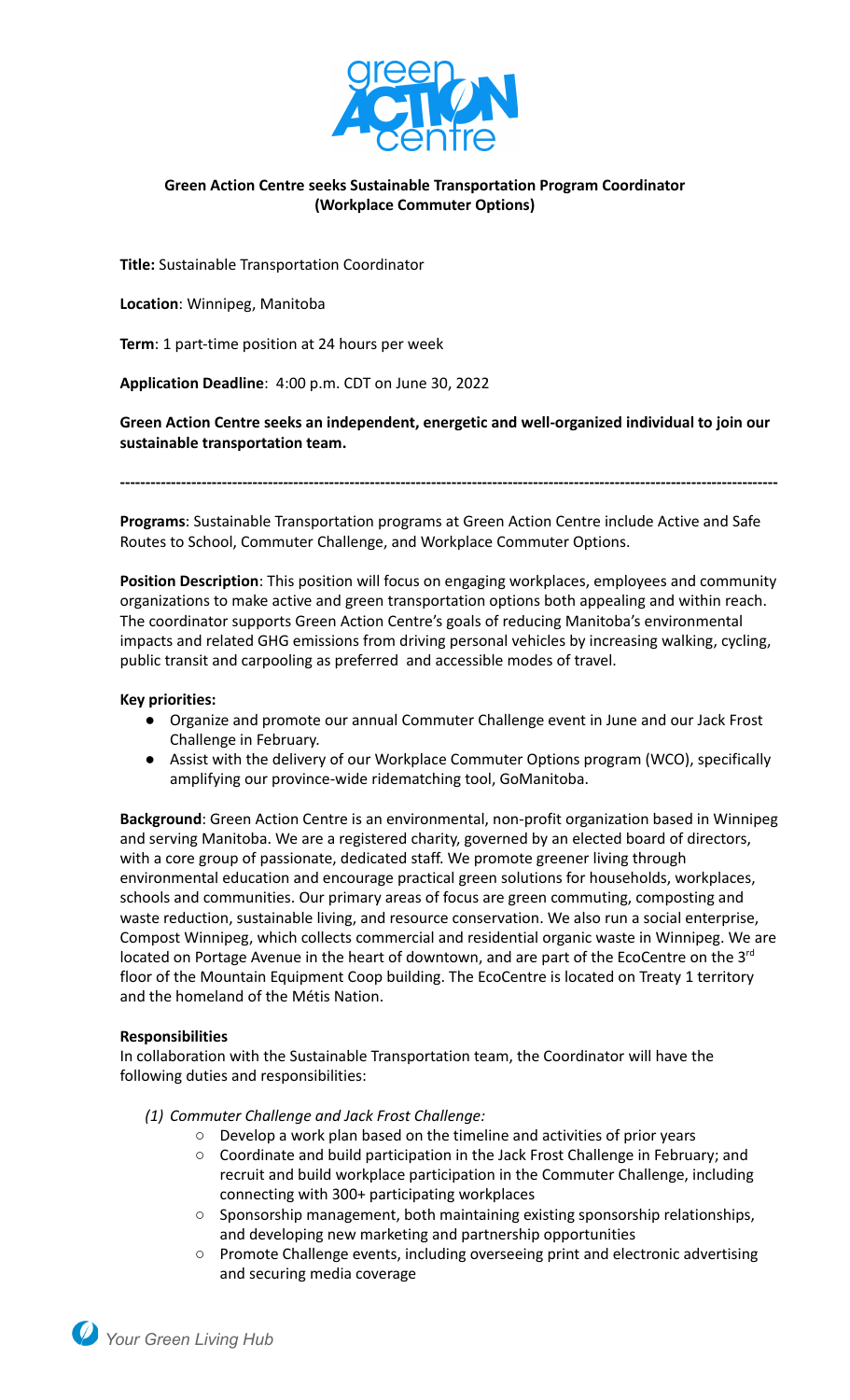**Green Action Centre seeks Sustainable Transportation Program Coordinator (Workplace Commuter Options)**

**Title:** Sustainable Transportation Coordinator

**Location**: Winnipeg, Manitoba

**Term**: 1 part-time position at 24 hours per week

**Application Deadline**: 4:00 p.m. CDT on June 30, 2022

**Green Action Centre seeks an independent, energetic and well-organized individual to join our sustainable transportation team.**

---

**Programs**: Sustainable Transportation programs at Green Action Centre include Active and Safe Routes to School, Commuter Challenge, and Workplace Commuter Options.

**Position Description**: This position will focus on engaging workplaces, employees and community organizations to make active and green transportation options both appealing and within reach. The coordinator supports Green Action Centre's goals of reducing Manitoba's environmental impacts and related GHG emissions from driving personal vehicles by increasing walking, cycling, public transit and carpooling as preferred and accessible modes of travel.

**Key priorities:**

- Organize and promote our annual Commuter Challenge event in June and our Jack Frost Challenge in February.
- Assist with the delivery of our Workplace Commuter Options program (WCO), specifically amplifying our province-wide ridematching tool, GoManitoba.

**Background**: Green Action Centre is an environmental, non-profit organization based in Winnipeg and serving Manitoba. We are a registered charity, governed by an elected board of directors, with a core group of passionate, dedicated staff. We promote greener living through environmental education and encourage practical green solutions for households, workplaces, schools and communities. Our primary areas of focus are green commuting, composting and waste reduction, sustainable living, and resource conservation. We also run a social enterprise, Compost Winnipeg, which collects commercial and residential organic waste in Winnipeg. We are located on Portage Avenue in the heart of downtown, and are part of the EcoCentre on the 3rd floor of the Mountain Equipment Coop building. The EcoCentre is located on Treaty 1 territory and the homeland of the Métis Nation.

**Responsibilities**

In collaboration with the Sustainable Transportation team, the Coordinator will have the following duties and responsibilities:

*(1) Commuter Challenge and Jack Frost Challenge:*

- Develop a work plan based on the timeline and activities of prior years
- Coordinate and build participation in the Jack Frost Challenge in February; and recruit and build workplace participation in the Commuter Challenge, including connecting with 300+ participating workplaces
- Sponsorship management, both maintaining existing sponsorship relationships, and developing new marketing and partnership opportunities
- Promote Challenge events, including overseeing print and electronic advertising and securing media coverage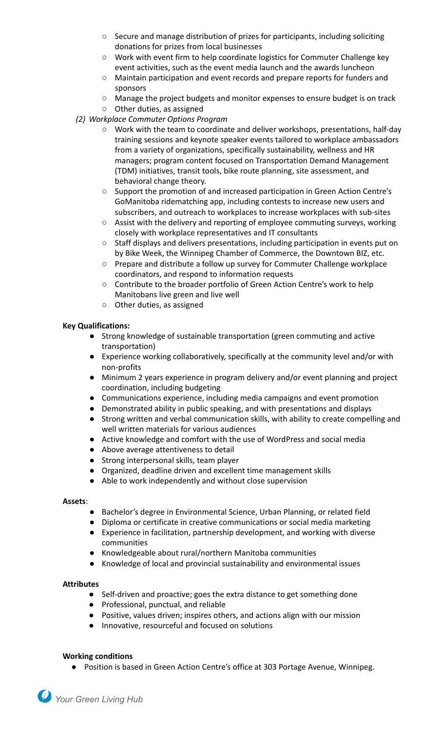- Secure and manage distribution of prizes for participants, including soliciting donations for prizes from local businesses
  - Work with event firm to help coordinate logistics for Commuter Challenge key event activities, such as the event media launch and the awards luncheon
  - Maintain participation and event records and prepare reports for funders and sponsors
  - Manage the project budgets and monitor expenses to ensure budget is on track
  - Other duties, as assigned

*(2) Workplace Commuter Options Program*

  - Work with the team to coordinate and deliver workshops, presentations, half-day training sessions and keynote speaker events tailored to workplace ambassadors from a variety of organizations, specifically sustainability, wellness and HR managers; program content focused on Transportation Demand Management (TDM) initiatives, transit tools, bike route planning, site assessment, and behavioral change theory.
  - Support the promotion of and increased participation in Green Action Centre's GoManitoba ridematching app, including contests to increase new users and subscribers, and outreach to workplaces to increase workplaces with sub-sites
  - Assist with the delivery and reporting of employee commuting surveys, working closely with workplace representatives and IT consultants
  - Staff displays and delivers presentations, including participation in events put on by Bike Week, the Winnipeg Chamber of Commerce, the Downtown BIZ, etc.
  - Prepare and distribute a follow up survey for Commuter Challenge workplace coordinators, and respond to information requests
  - Contribute to the broader portfolio of Green Action Centre's work to help Manitobans live green and live well
  - Other duties, as assigned

**Key Qualifications:**

- Strong knowledge of sustainable transportation (green commuting and active transportation)
- Experience working collaboratively, specifically at the community level and/or with non-profits
- Minimum 2 years experience in program delivery and/or event planning and project coordination, including budgeting
- Communications experience, including media campaigns and event promotion
- Demonstrated ability in public speaking, and with presentations and displays
- Strong written and verbal communication skills, with ability to create compelling and well written materials for various audiences
- Active knowledge and comfort with the use of WordPress and social media
- Above average attentiveness to detail
- Strong interpersonal skills, team player
- Organized, deadline driven and excellent time management skills
- Able to work independently and without close supervision

**Assets**:

- Bachelor's degree in Environmental Science, Urban Planning, or related field
- Diploma or certificate in creative communications or social media marketing
- Experience in facilitation, partnership development, and working with diverse communities
- Knowledgeable about rural/northern Manitoba communities
- Knowledge of local and provincial sustainability and environmental issues

**Attributes**

- Self-driven and proactive; goes the extra distance to get something done
- Professional, punctual, and reliable
- Positive, values driven; inspires others, and actions align with our mission
- Innovative, resourceful and focused on solutions

**Working conditions**

- Position is based in Green Action Centre's office at 303 Portage Avenue, Winnipeg.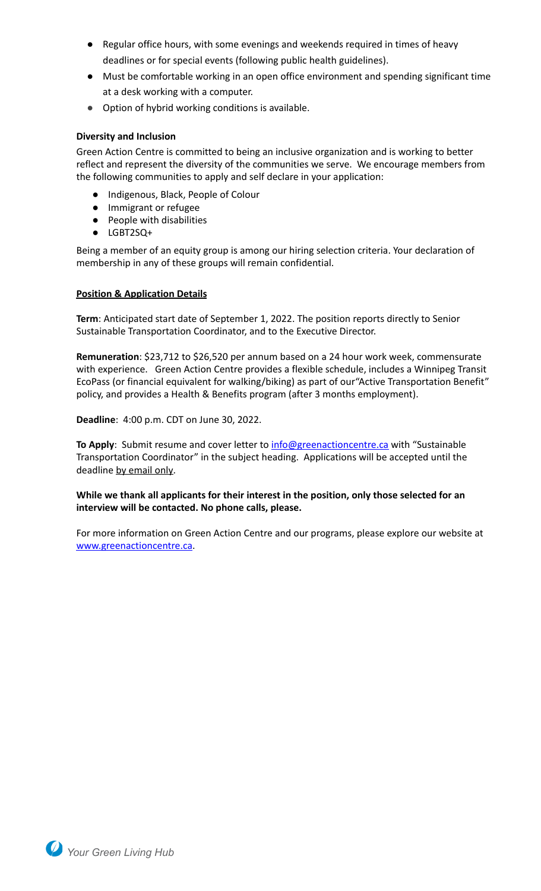- Regular office hours, with some evenings and weekends required in times of heavy deadlines or for special events (following public health guidelines).
- Must be comfortable working in an open office environment and spending significant time at a desk working with a computer.
- Option of hybrid working conditions is available.

**Diversity and Inclusion**

Green Action Centre is committed to being an inclusive organization and is working to better reflect and represent the diversity of the communities we serve. We encourage members from the following communities to apply and self declare in your application:

- Indigenous, Black, People of Colour
- Immigrant or refugee
- People with disabilities
- LGBT2SQ+

Being a member of an equity group is among our hiring selection criteria. Your declaration of membership in any of these groups will remain confidential.

**Position & Application Details**

**Term**: Anticipated start date of September 1, 2022. The position reports directly to Senior Sustainable Transportation Coordinator, and to the Executive Director.

**Remuneration**: $23,712 to $26,520 per annum based on a 24 hour work week, commensurate with experience. Green Action Centre provides a flexible schedule, includes a Winnipeg Transit EcoPass (or financial equivalent for walking/biking) as part of our"Active Transportation Benefit" policy, and provides a Health & Benefits program (after 3 months employment).

**Deadline**: 4:00 p.m. CDT on June 30, 2022.

**To Apply**: Submit resume and cover letter to info@greenactioncentre.ca with "Sustainable Transportation Coordinator" in the subject heading. Applications will be accepted until the deadline by email only.

**While we thank all applicants for their interest in the position, only those selected for an interview will be contacted. No phone calls, please.**

For more information on Green Action Centre and our programs, please explore our website at www.greenactioncentre.ca.